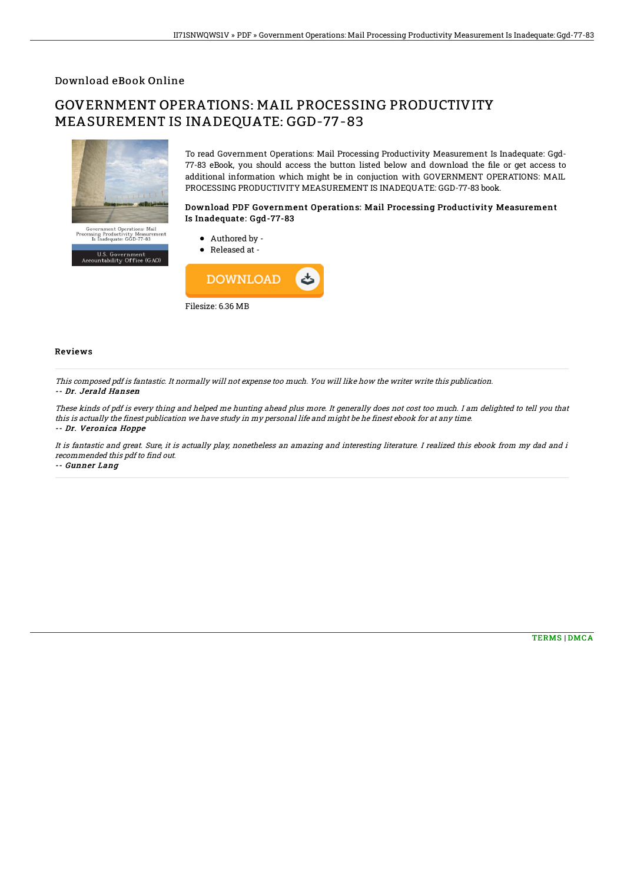Download eBook Online

# GOVERNMENT OPERATIONS: MAIL PROCESSING PRODUCTIVITY MEASUREMENT IS INADEQUATE: GGD-77-83

Government Operations: Mail Processing Productivity Measurement Is Inadequate: GGD-77-83

U.S. Government Accountability Office (GAO)

To read Government Operations: Mail Processing Productivity Measurement Is Inadequate: Ggd-77-83 eBook, you should access the button listed below and download the file or get access to additional information which might be in conjuction with GOVERNMENT OPERATIONS: MAIL PROCESSING PRODUCTIVITY MEASUREMENT IS INADEQUATE: GGD-77-83 book.

### Download PDF Government Operations: Mail Processing Productivity Measurement Is Inadequate: Ggd-77-83

- Authored by -
- Released at -

DOWNLOAD

Filesize: 6.36 MB

## Reviews

*This composed pdf is fantastic. It normally will not expense too much. You will like how the writer write this publication.*
-- ***Dr. Jerald Hansen***

*These kinds of pdf is every thing and helped me hunting ahead plus more. It generally does not cost too much. I am delighted to tell you that this is actually the finest publication we have study in my personal life and might be he finest ebook for at any time.*
-- ***Dr. Veronica Hoppe***

*It is fantastic and great. Sure, it is actually play, nonetheless an amazing and interesting literature. I realized this ebook from my dad and i recommended this pdf to find out.*
-- ***Gunner Lang***

TERMS | DMCA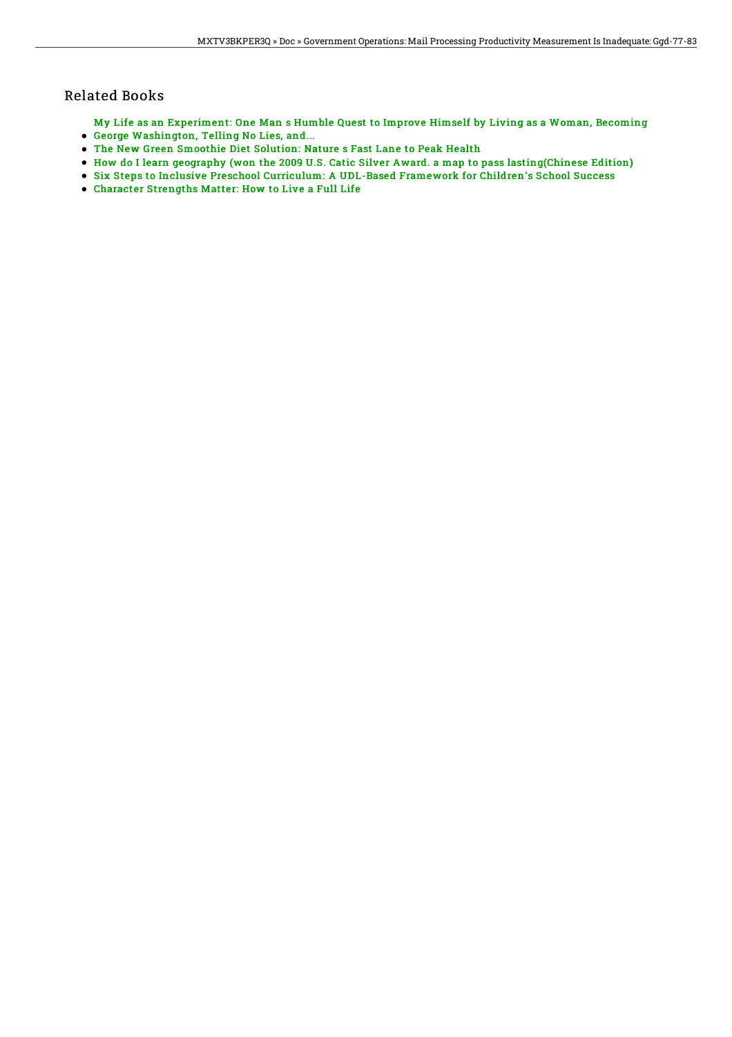## Related Books

- My Life as an Experiment: One Man s Humble Quest to Improve Himself by Living as a Woman, Becoming George Washington, Telling No Lies, and...
- The New Green Smoothie Diet Solution: Nature s Fast Lane to Peak Health
- How do I learn geography (won the 2009 U.S. Catic Silver Award. a map to pass lasting(Chinese Edition)
- Six Steps to Inclusive Preschool Curriculum: A UDL-Based Framework for Children's School Success
- Character Strengths Matter: How to Live a Full Life